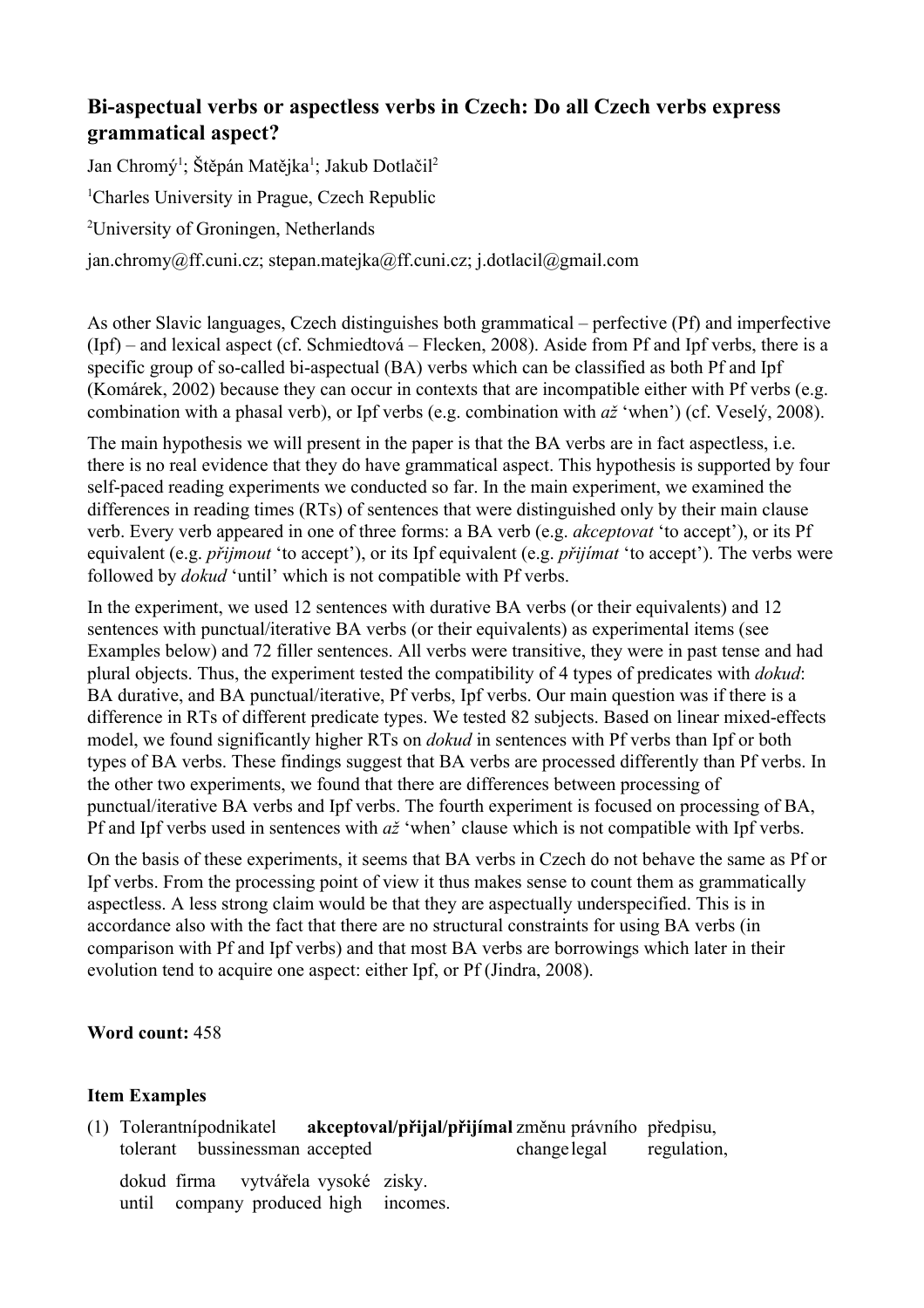# Bi-aspectual verbs or aspectless verbs in Czech: Do all Czech verbs express grammatical aspect?

Jan Chromý[1]; Štěpán Matějka[1]; Jakub Dotlačil[2]

[1]Charles University in Prague, Czech Republic

[2]University of Groningen, Netherlands

jan.chromy@ff.cuni.cz; stepan.matejka@ff.cuni.cz; j.dotlacil@gmail.com

As other Slavic languages, Czech distinguishes both grammatical – perfective (Pf) and imperfective (Ipf) – and lexical aspect (cf. Schmiedtová – Flecken, 2008). Aside from Pf and Ipf verbs, there is a specific group of so-called bi-aspectual (BA) verbs which can be classified as both Pf and Ipf (Komárek, 2002) because they can occur in contexts that are incompatible either with Pf verbs (e.g. combination with a phasal verb), or Ipf verbs (e.g. combination with *až* 'when') (cf. Veselý, 2008).

The main hypothesis we will present in the paper is that the BA verbs are in fact aspectless, i.e. there is no real evidence that they do have grammatical aspect. This hypothesis is supported by four self-paced reading experiments we conducted so far. In the main experiment, we examined the differences in reading times (RTs) of sentences that were distinguished only by their main clause verb. Every verb appeared in one of three forms: a BA verb (e.g. *akceptovat* 'to accept'), or its Pf equivalent (e.g. *přijmout* 'to accept'), or its Ipf equivalent (e.g. *přijímat* 'to accept'). The verbs were followed by *dokud* 'until' which is not compatible with Pf verbs.

In the experiment, we used 12 sentences with durative BA verbs (or their equivalents) and 12 sentences with punctual/iterative BA verbs (or their equivalents) as experimental items (see Examples below) and 72 filler sentences. All verbs were transitive, they were in past tense and had plural objects. Thus, the experiment tested the compatibility of 4 types of predicates with *dokud*: BA durative, and BA punctual/iterative, Pf verbs, Ipf verbs. Our main question was if there is a difference in RTs of different predicate types. We tested 82 subjects. Based on linear mixed-effects model, we found significantly higher RTs on *dokud* in sentences with Pf verbs than Ipf or both types of BA verbs. These findings suggest that BA verbs are processed differently than Pf verbs. In the other two experiments, we found that there are differences between processing of punctual/iterative BA verbs and Ipf verbs. The fourth experiment is focused on processing of BA, Pf and Ipf verbs used in sentences with *až* 'when' clause which is not compatible with Ipf verbs.

On the basis of these experiments, it seems that BA verbs in Czech do not behave the same as Pf or Ipf verbs. From the processing point of view it thus makes sense to count them as grammatically aspectless. A less strong claim would be that they are aspectually underspecified. This is in accordance also with the fact that there are no structural constraints for using BA verbs (in comparison with Pf and Ipf verbs) and that most BA verbs are borrowings which later in their evolution tend to acquire one aspect: either Ipf, or Pf (Jindra, 2008).

**Word count:** 458

**Item Examples**

(1) Tolerantnípodnikatel **akceptoval/přijal/přijímal** změnu právního předpisu,
tolerant bussinessman accepted change legal regulation,

dokud firma vytvářela vysoké zisky.
until company produced high incomes.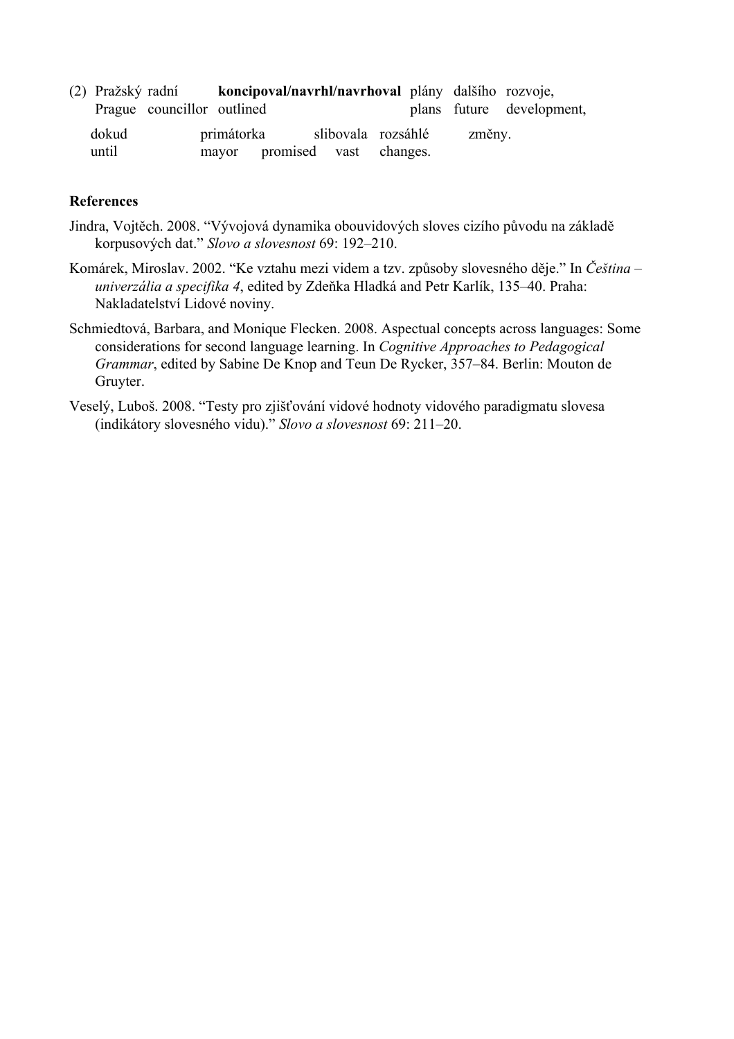(2) Pražský radní **koncipoval/navrhl/navrhoval** plány dalšího rozvoje,
    Prague councillor outlined plans future development,

    dokud primátorka slibovala rozsáhlé změny.
    until mayor promised vast changes.

**References**

Jindra, Vojtěch. 2008. “Vývojová dynamika obouvidových sloves cizího původu na základě korpusových dat.” *Slovo a slovesnost* 69: 192–210.

Komárek, Miroslav. 2002. “Ke vztahu mezi videm a tzv. způsoby slovesného děje.” In *Čeština – univerzália a specifika 4*, edited by Zdeňka Hladká and Petr Karlík, 135–40. Praha: Nakladatelství Lidové noviny.

Schmiedtová, Barbara, and Monique Flecken. 2008. Aspectual concepts across languages: Some considerations for second language learning. In *Cognitive Approaches to Pedagogical Grammar*, edited by Sabine De Knop and Teun De Rycker, 357–84. Berlin: Mouton de Gruyter.

Veselý, Luboš. 2008. “Testy pro zjišťování vidové hodnoty vidového paradigmatu slovesa (indikátory slovesného vidu).” *Slovo a slovesnost* 69: 211–20.